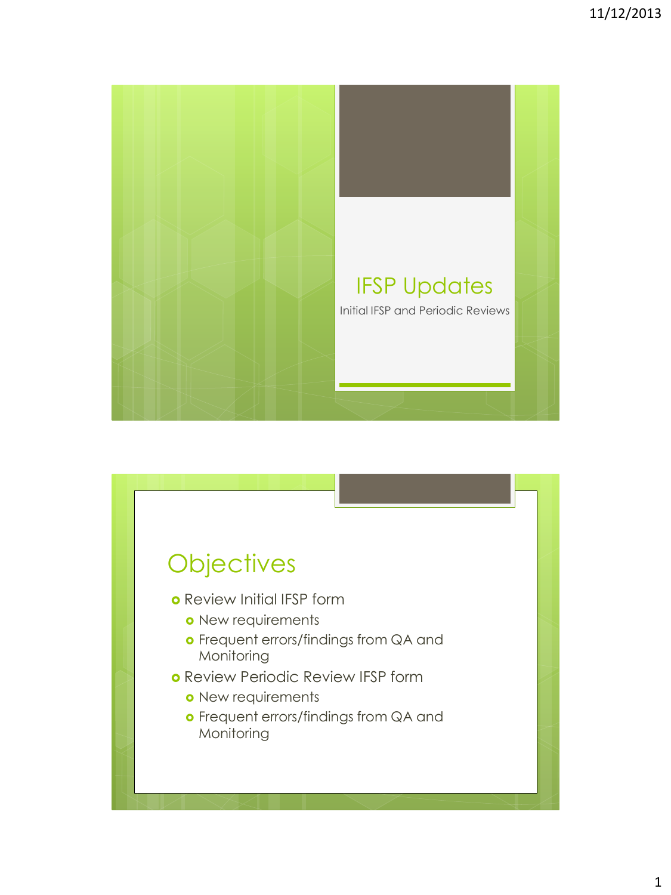# IFSP Updates

Initial IFSP and Periodic Reviews

## Objectives

- Review Initial IFSP form
  - New requirements
  - Frequent errors/findings from QA and Monitoring
- Review Periodic Review IFSP form
  - New requirements
  - Frequent errors/findings from QA and Monitoring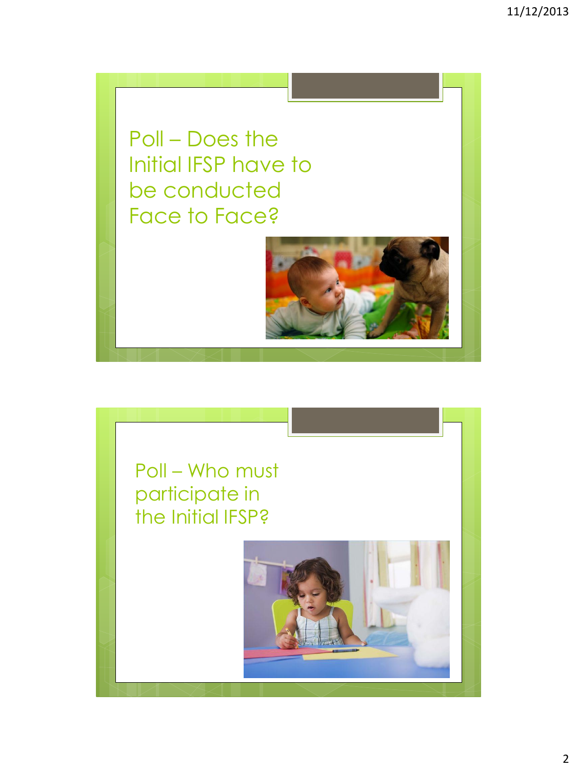## Poll – Does the Initial IFSP have to be conducted Face to Face?

## Poll – Who must participate in the Initial IFSP?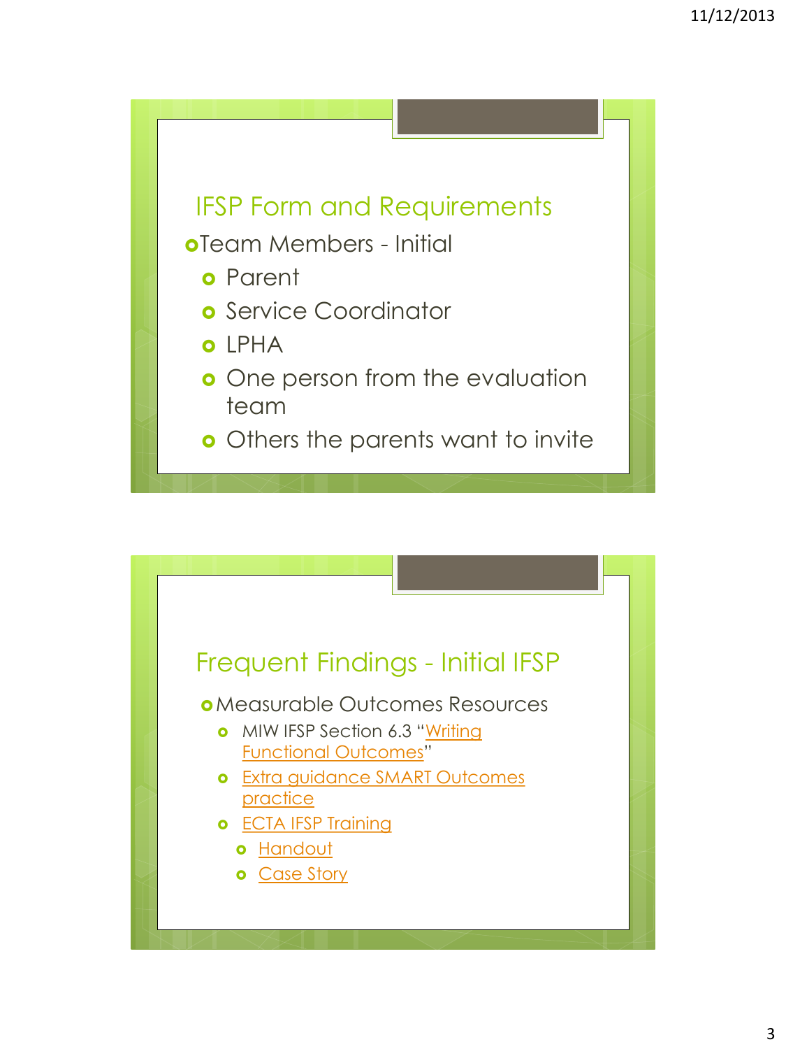## IFSP Form and Requirements

- Team Members - Initial
  - Parent
  - Service Coordinator
  - LPHA
  - One person from the evaluation team
  - Others the parents want to invite

## Frequent Findings - Initial IFSP

- Measurable Outcomes Resources
  - MIW IFSP Section 6.3 "Writing Functional Outcomes"
  - Extra guidance SMART Outcomes practice
  - ECTA IFSP Training
    - Handout
    - Case Story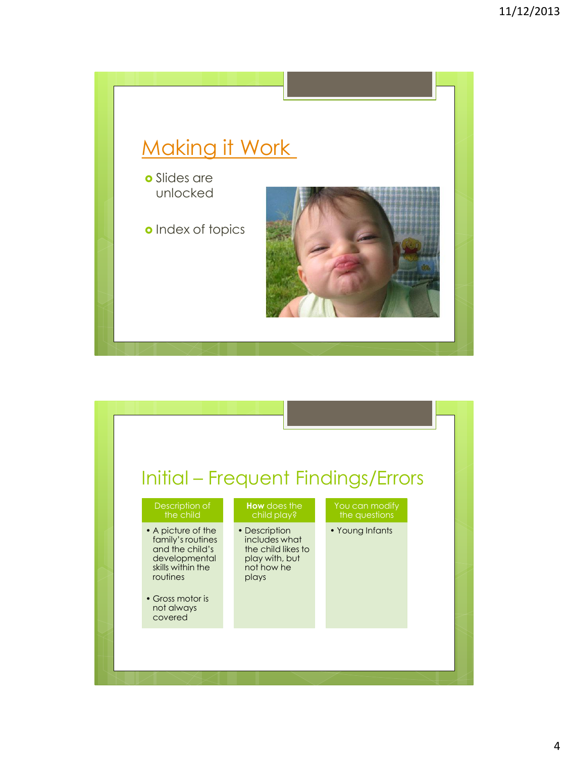## Making it Work

- Slides are unlocked
- Index of topics

## Initial – Frequent Findings/Errors

| Description of the child | **How** does the child play? | You can modify the questions |
|---|---|---|
| • A picture of the family's routines and the child's developmental skills within the routines<br><br>• Gross motor is not always covered | • Description includes what the child likes to play with, but not how he plays | • Young Infants |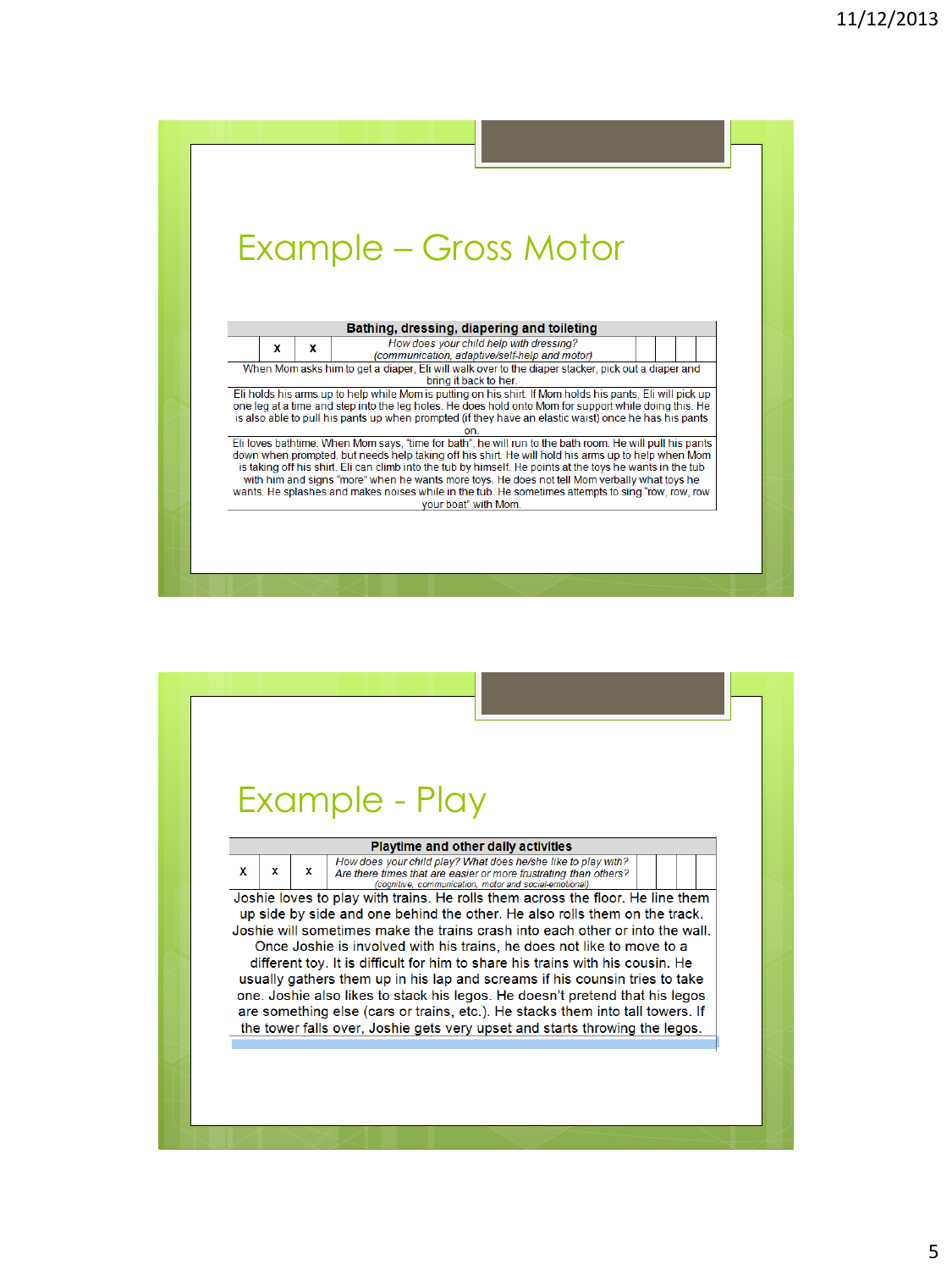# Example – Gross Motor

| Bathing, dressing, diapering and toileting | | | | | | | |
|---|---|---|---|---|---|---|---|
| | x | x | *How does your child help with dressing? (communication, adaptive/self-help and motor)* | | | | |
| When Mom asks him to get a diaper, Eli will walk over to the diaper stacker, pick out a diaper and bring it back to her. | | | | | | | |
| Eli holds his arms up to help while Mom is putting on his shirt. If Mom holds his pants, Eli will pick up one leg at a time and step into the leg holes. He does hold onto Mom for support while doing this. He is also able to pull his pants up when prompted (if they have an elastic waist) once he has his pants on. | | | | | | | |
| Eli loves bathtime. When Mom says, "time for bath", he will run to the bath room. He will pull his pants down when prompted, but needs help taking off his shirt. He will hold his arms up to help when Mom is taking off his shirt. Eli can climb into the tub by himself. He points at the toys he wants in the tub with him and signs "more" when he wants more toys. He does not tell Mom verbally what toys he wants. He splashes and makes noises while in the tub. He sometimes attempts to sing "row, row, row your boat" with Mom. | | | | | | | |

# Example - Play

| Playtime and other daily activities | | | | | | | |
|---|---|---|---|---|---|---|---|
| x | x | x | *How does your child play? What does he/she like to play with? Are there times that are easier or more frustrating than others? (cognitive, communication, motor and social-emotional)* | | | | |
| Joshie loves to play with trains. He rolls them across the floor. He line them up side by side and one behind the other. He also rolls them on the track. Joshie will sometimes make the trains crash into each other or into the wall. Once Joshie is involved with his trains, he does not like to move to a different toy. It is difficult for him to share his trains with his cousin. He usually gathers them up in his lap and screams if his counsin tries to take one. Joshie also likes to stack his legos. He doesn't pretend that his legos are something else (cars or trains, etc.). He stacks them into tall towers. If the tower falls over, Joshie gets very upset and starts throwing the legos. | | | | | | | |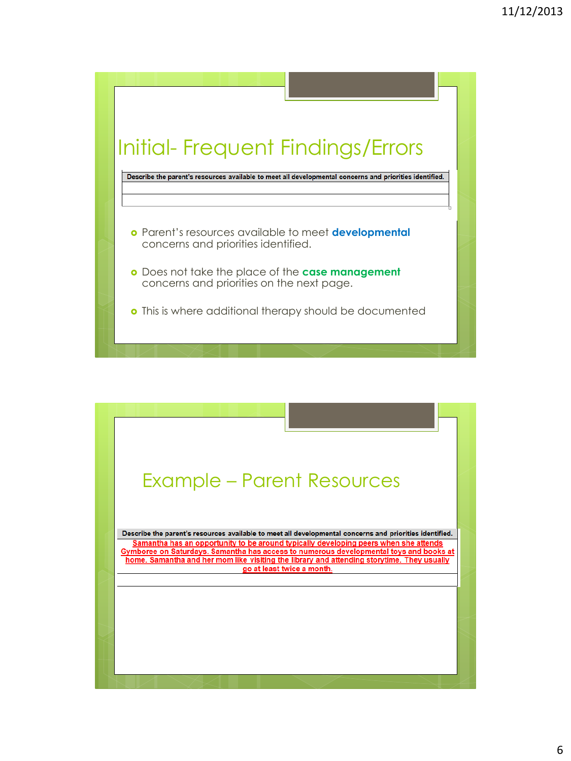## Initial- Frequent Findings/Errors

| Describe the parent's resources available to meet all developmental concerns and priorities identified. |
|---|
| |
| |

- Parent's resources available to meet **developmental** concerns and priorities identified.
- Does not take the place of the **case management** concerns and priorities on the next page.
- This is where additional therapy should be documented

## Example – Parent Resources

| Describe the parent's resources available to meet all developmental concerns and priorities identified. |
|---|
| Samantha has an opportunity to be around typically developing peers when she attends Gymboree on Saturdays. Samantha has access to numerous developmental toys and books at home. Samantha and her mom like visiting the library and attending storytime. They usually go at least twice a month. |
| |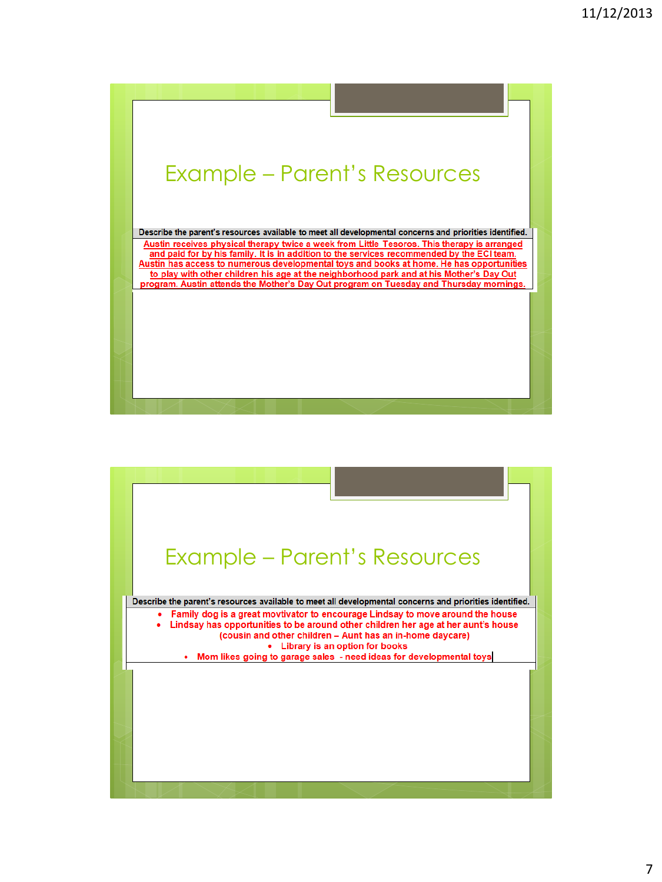## Example – Parent's Resources

| Describe the parent's resources available to meet all developmental concerns and priorities identified. |
|---|
| Austin receives physical therapy twice a week from Little Tesoros. This therapy is arranged and paid for by his family. It is in addition to the services recommended by the ECI team. Austin has access to numerous developmental toys and books at home. He has opportunities to play with other children his age at the neighborhood park and at his Mother's Day Out program. Austin attends the Mother's Day Out program on Tuesday and Thursday mornings. |

## Example – Parent's Resources

**Describe the parent's resources available to meet all developmental concerns and priorities identified.**

- Family dog is a great movtivator to encourage Lindsay to move around the house
- Lindsay has opportunities to be around other children her age at her aunt's house (cousin and other children – Aunt has an in-home daycare)
- Library is an option for books
- Mom likes going to garage sales - need ideas for developmental toys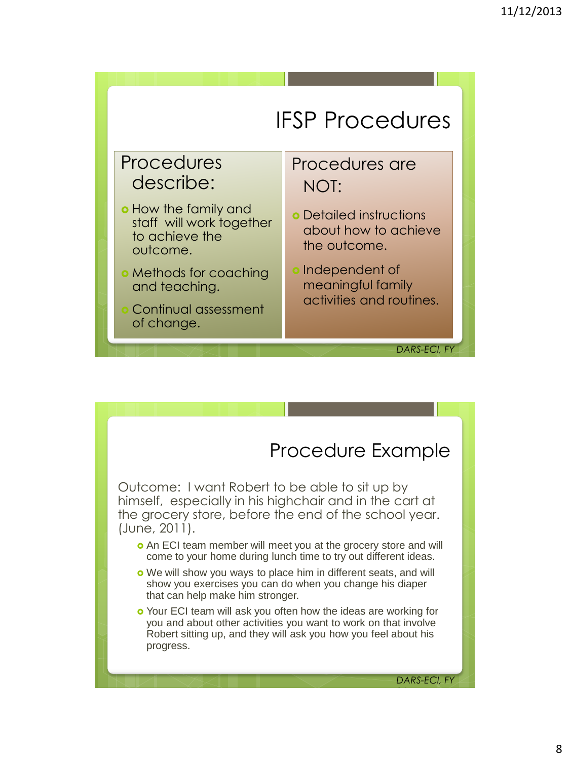## IFSP Procedures

**Procedures describe:**

- How the family and staff will work together to achieve the outcome.
- Methods for coaching and teaching.
- Continual assessment of change.

**Procedures are NOT:**

- Detailed instructions about how to achieve the outcome.
- Independent of meaningful family activities and routines.

*DARS-ECI, FY*

## Procedure Example

Outcome: I want Robert to be able to sit up by himself, especially in his highchair and in the cart at the grocery store, before the end of the school year. (June, 2011).

- An ECI team member will meet you at the grocery store and will come to your home during lunch time to try out different ideas.
- We will show you ways to place him in different seats, and will show you exercises you can do when you change his diaper that can help make him stronger.
- Your ECI team will ask you often how the ideas are working for you and about other activities you want to work on that involve Robert sitting up, and they will ask you how you feel about his progress.

*DARS-ECI, FY*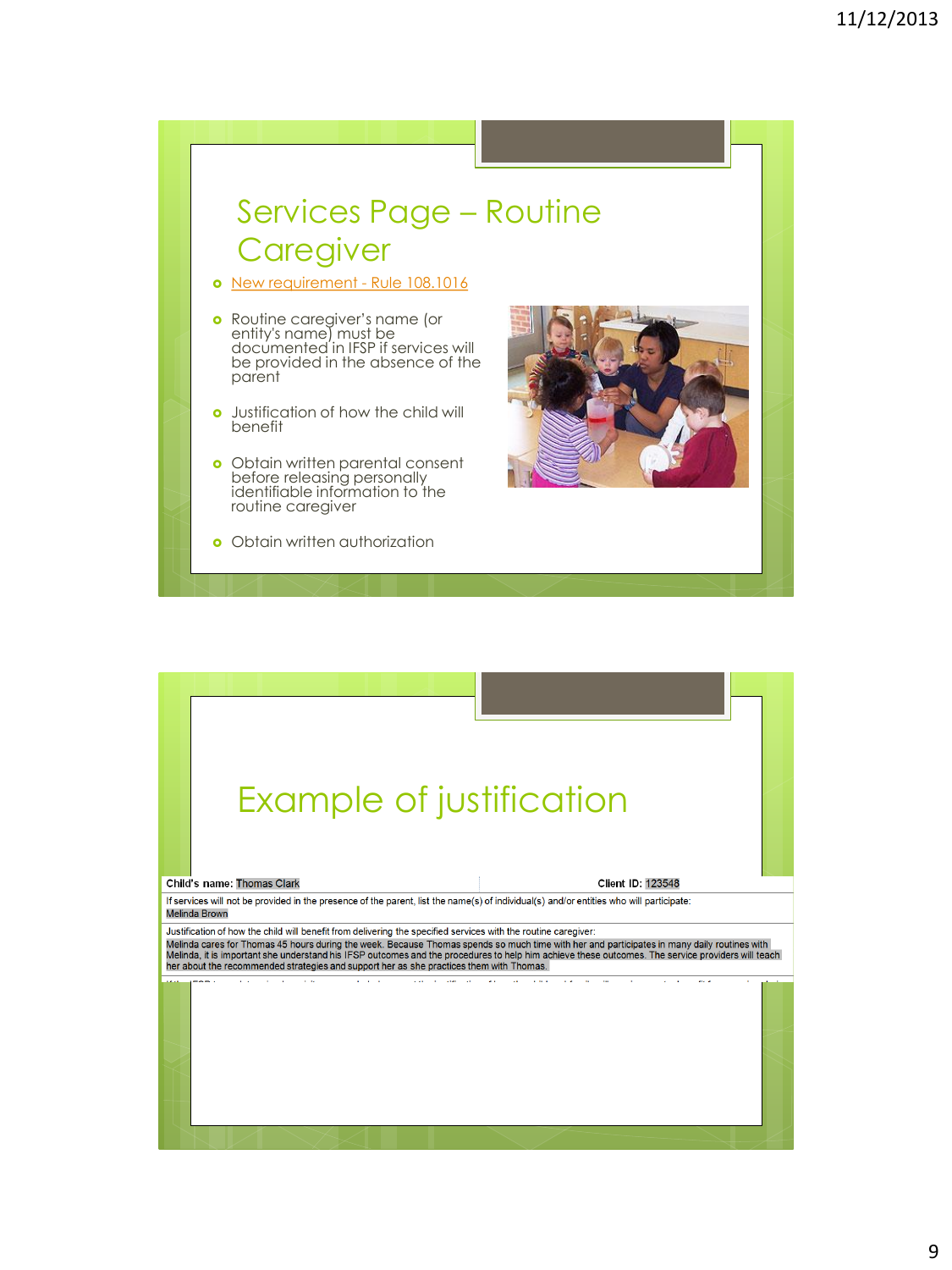# Services Page – Routine Caregiver

- New requirement - Rule 108.1016
- Routine caregiver's name (or entity's name) must be documented in IFSP if services will be provided in the absence of the parent
- Justification of how the child will benefit
- Obtain written parental consent before releasing personally identifiable information to the routine caregiver
- Obtain written authorization

# Example of justification

| **Child's name:** Thomas Clark | **Client ID:** 123548 |
|---|---|
| If services will not be provided in the presence of the parent, list the name(s) of individual(s) and/or entities who will participate: Melinda Brown | |
| Justification of how the child will benefit from delivering the specified services with the routine caregiver: Melinda cares for Thomas 45 hours during the week. Because Thomas spends so much time with her and participates in many daily routines with Melinda, it is important she understand his IFSP outcomes and the procedures to help him achieve these outcomes. The service providers will teach her about the recommended strategies and support her as she practices them with Thomas. | |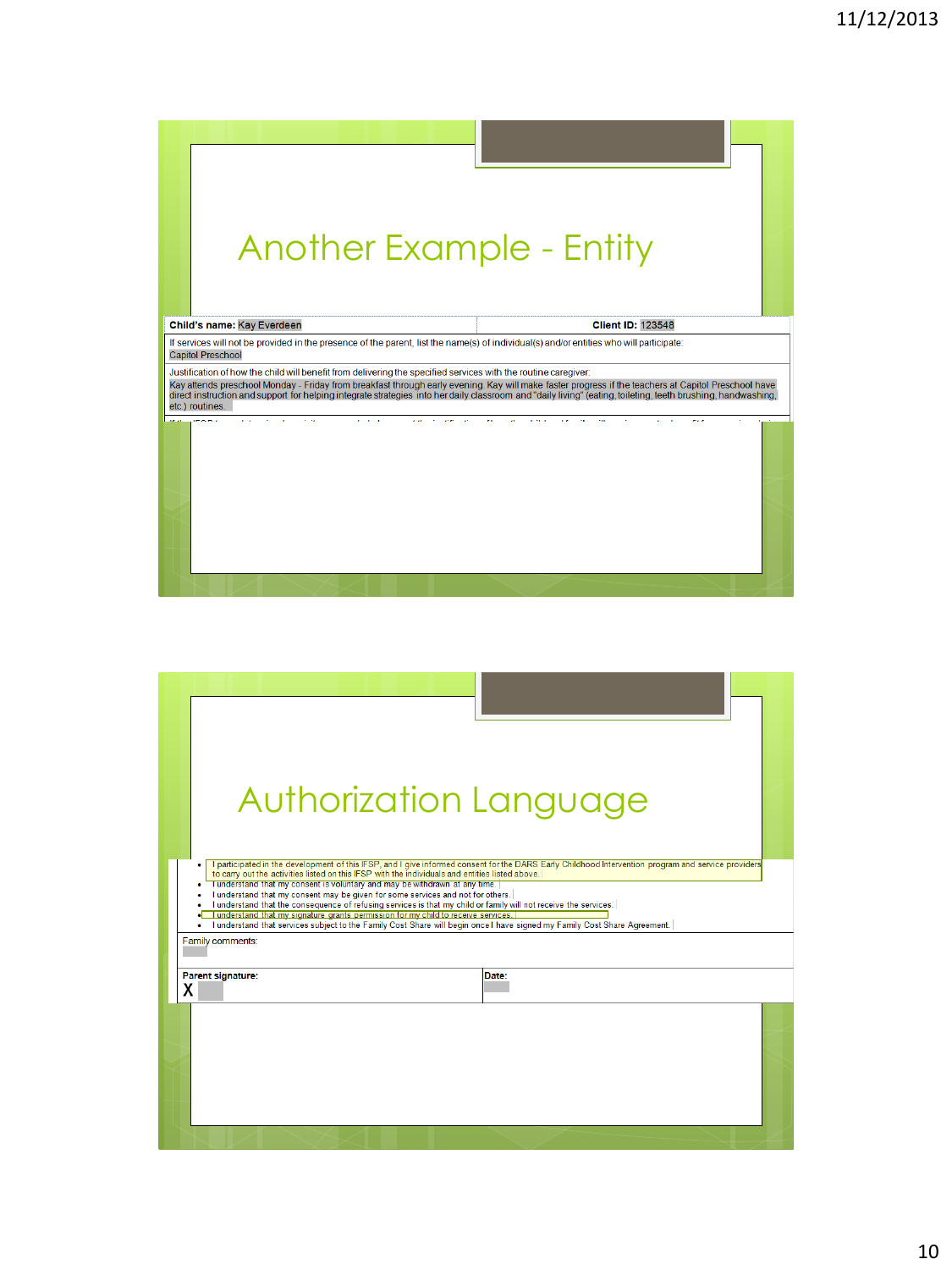# Another Example - Entity

| Child's name: Kay Everdeen | Client ID: 123548 |
|---|---|
| If services will not be provided in the presence of the parent, list the name(s) of individual(s) and/or entities who will participate: Capitol Preschool | |
| Justification of how the child will benefit from delivering the specified services with the routine caregiver: Kay attends preschool Monday - Friday from breakfast through early evening. Kay will make faster progress if the teachers at Capitol Preschool have direct instruction and support for helping integrate strategies into her daily classroom and "daily living" (eating, toileting, teeth brushing, handwashing, etc.) routines. | |

# Authorization Language

- I participated in the development of this IFSP, and I give informed consent for the DARS Early Childhood Intervention program and service providers to carry out the activities listed on this IFSP with the individuals and entities listed above.
- I understand that my consent is voluntary and may be withdrawn at any time.
- I understand that my consent may be given for some services and not for others.
- I understand that the consequence of refusing services is that my child or family will not receive the services.
- I understand that my signature grants permission for my child to receive services.
- I understand that services subject to the Family Cost Share will begin once I have signed my Family Cost Share Agreement.

| Family comments: | |
|---|---|
| **Parent signature:** X | **Date:** |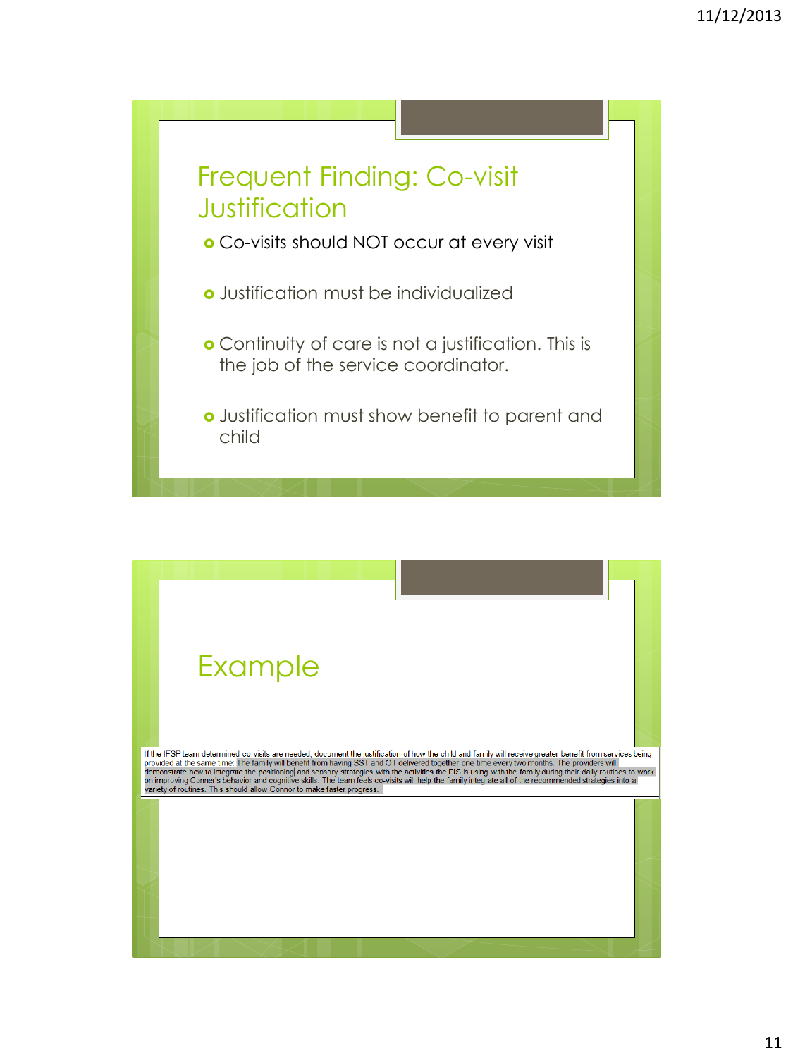## Frequent Finding: Co-visit Justification

- Co-visits should NOT occur at every visit
- Justification must be individualized
- Continuity of care is not a justification. This is the job of the service coordinator.
- Justification must show benefit to parent and child

## Example

If the IFSP team determined co-visits are needed, document the justification of how the child and family will receive greater benefit from services being provided at the same time: The family will benefit from having SST and OT delivered together one time every two months. The providers will demonstrate how to integrate the positioning and sensory strategies with the activities the EIS is using with the family during their daily routines to work on improving Conner's behavior and cognitive skills. The team feels co-visits will help the family integrate all of the recommended strategies into a variety of routines. This should allow Connor to make faster progress.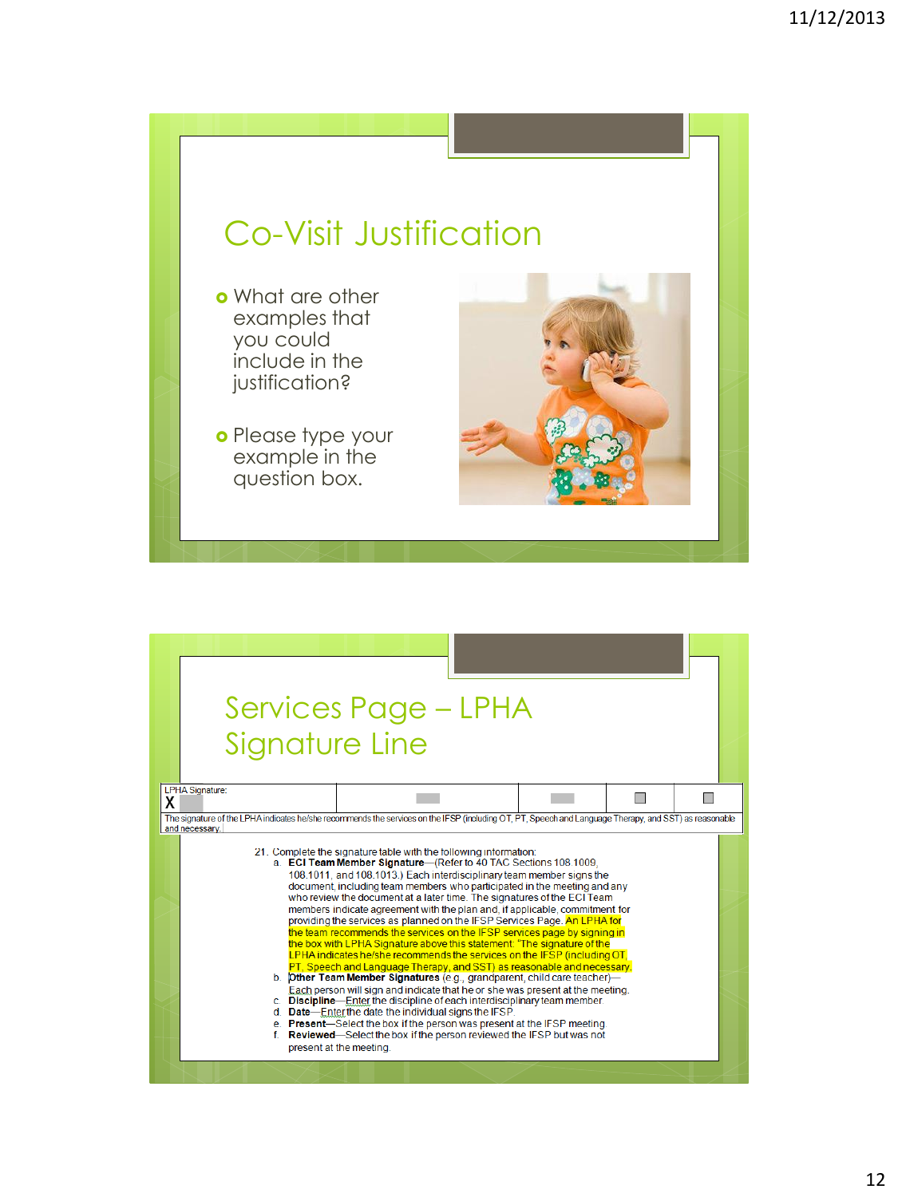## Co-Visit Justification

- What are other examples that you could include in the justification?
- Please type your example in the question box.

## Services Page – LPHA Signature Line

| LPHA Signature: X | | | | |
|---|---|---|---|---|
| The signature of the LPHA indicates he/she recommends the services on the IFSP (including OT, PT, Speech and Language Therapy, and SST) as reasonable and necessary. | | | | |

21. Complete the signature table with the following information:
    a. **ECI Team Member Signature**—(Refer to 40 TAC Sections 108.1009, 108.1011, and 108.1013.) Each interdisciplinary team member signs the document, including team members who participated in the meeting and any who review the document at a later time. The signatures of the ECI Team members indicate agreement with the plan and, if applicable, commitment for providing the services as planned on the IFSP Services Page. An LPHA for the team recommends the services on the IFSP services page by signing in the box with LPHA Signature above this statement: "The signature of the LPHA indicates he/she recommends the services on the IFSP (including OT, PT, Speech and Language Therapy, and SST) as reasonable and necessary.
    b. **Other Team Member Signatures** (e.g., grandparent, child care teacher)—Each person will sign and indicate that he or she was present at the meeting.
    c. **Discipline**—Enter the discipline of each interdisciplinary team member.
    d. **Date**—Enter the date the individual signs the IFSP.
    e. **Present**—Select the box if the person was present at the IFSP meeting.
    f. **Reviewed**—Select the box if the person reviewed the IFSP but was not present at the meeting.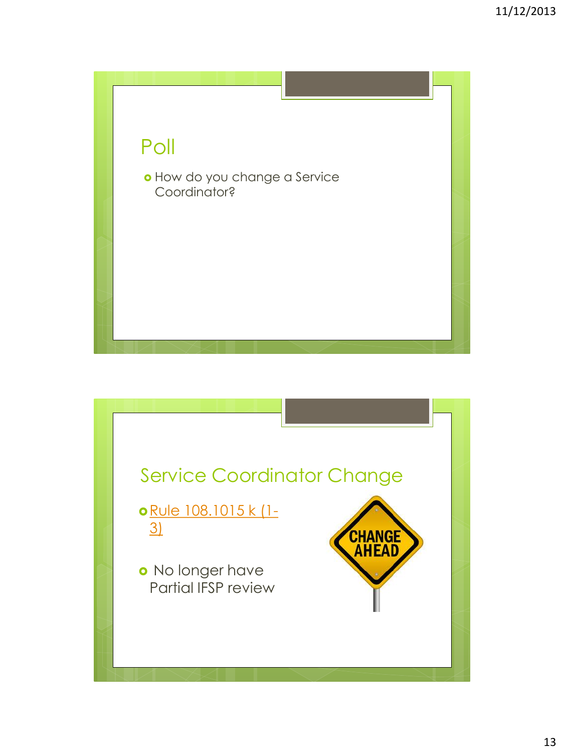## Poll

- How do you change a Service Coordinator?

## Service Coordinator Change

- Rule 108.1015 k (1-3)
- No longer have Partial IFSP review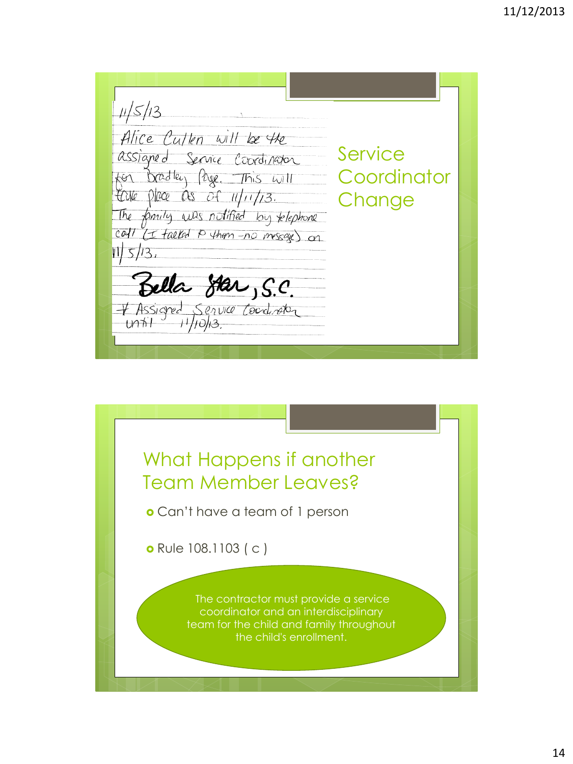## Service Coordinator Change

11/5/13

Alice Cullen will be the assigned Service Coordinator for Bradley Page. This will take place as of 11/11/13.

The family was notified by telephone call (I talked to them - no message) on 11/5/13.

Bella Swan, S.C.

* Assigned Service Coordinator until 11/10/13.

## What Happens if another Team Member Leaves?

- Can't have a team of 1 person
- Rule 108.1103 ( c )

The contractor must provide a service coordinator and an interdisciplinary team for the child and family throughout the child's enrollment.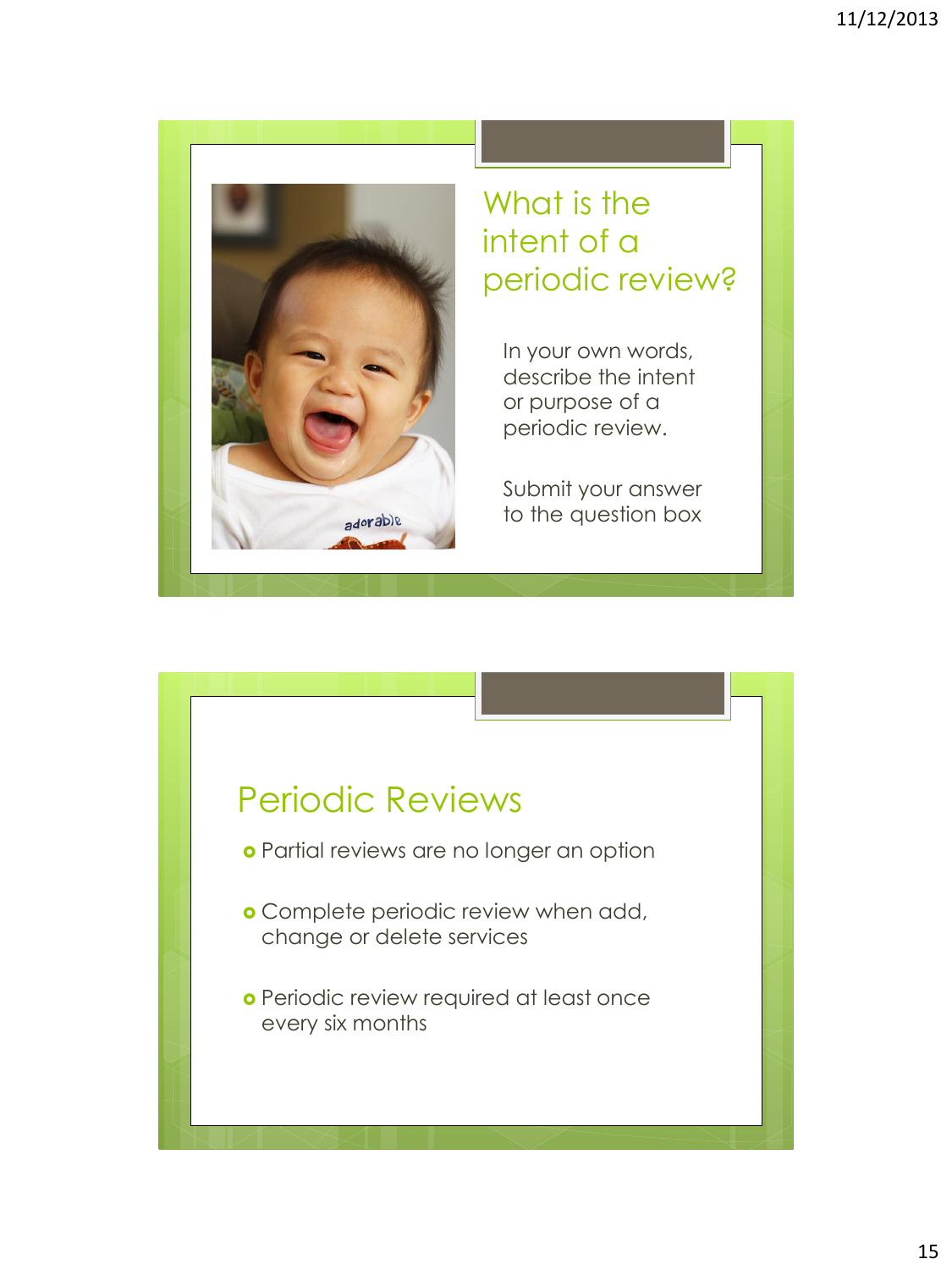## What is the intent of a periodic review?

In your own words, describe the intent or purpose of a periodic review.

Submit your answer to the question box

## Periodic Reviews

- Partial reviews are no longer an option
- Complete periodic review when add, change or delete services
- Periodic review required at least once every six months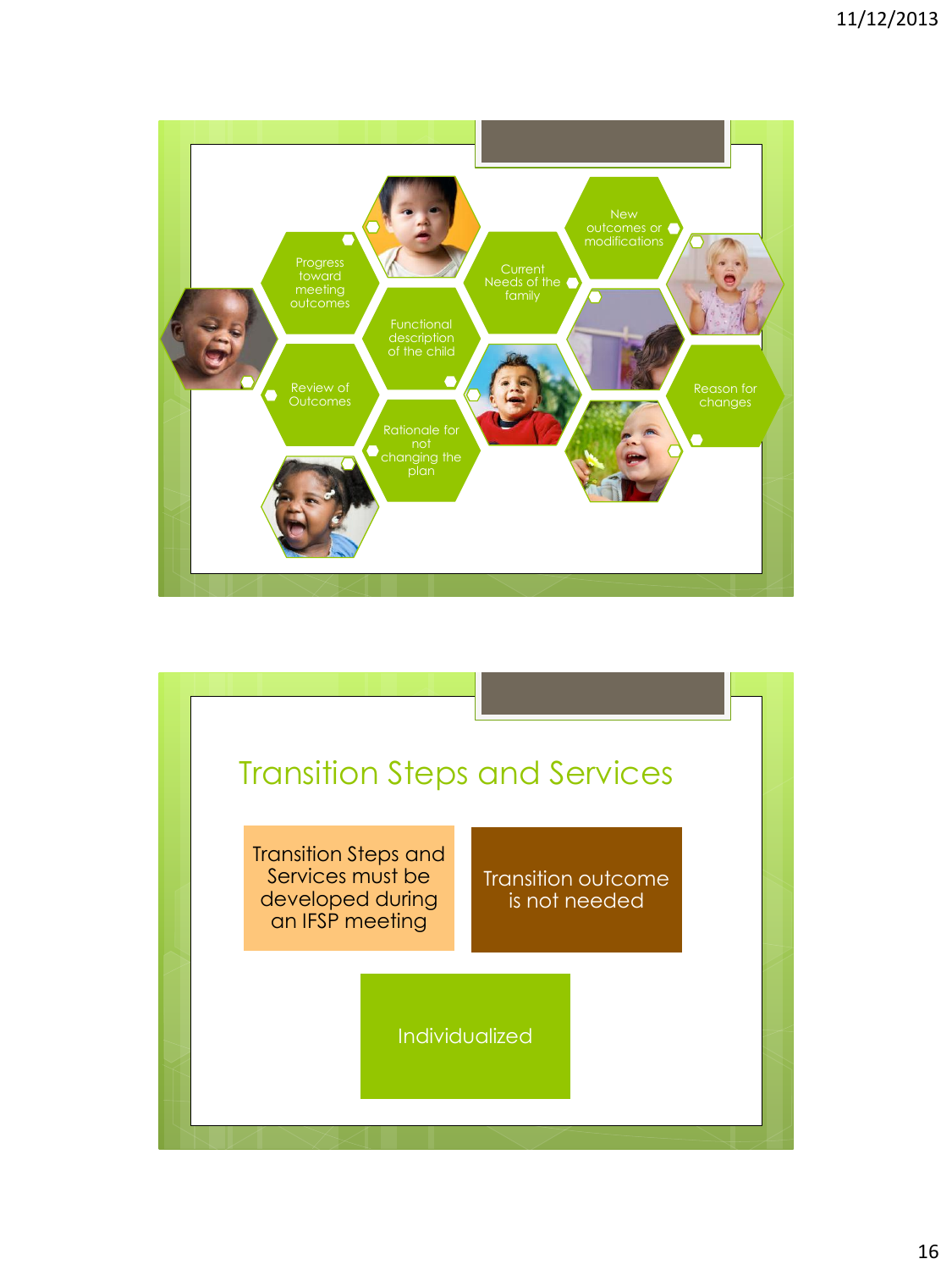Progress toward meeting outcomes

Review of Outcomes

Functional description of the child

Rationale for not changing the plan

Current Needs of the family

New outcomes or modifications

Reason for changes

## Transition Steps and Services

Transition Steps and Services must be developed during an IFSP meeting

Transition outcome is not needed

Individualized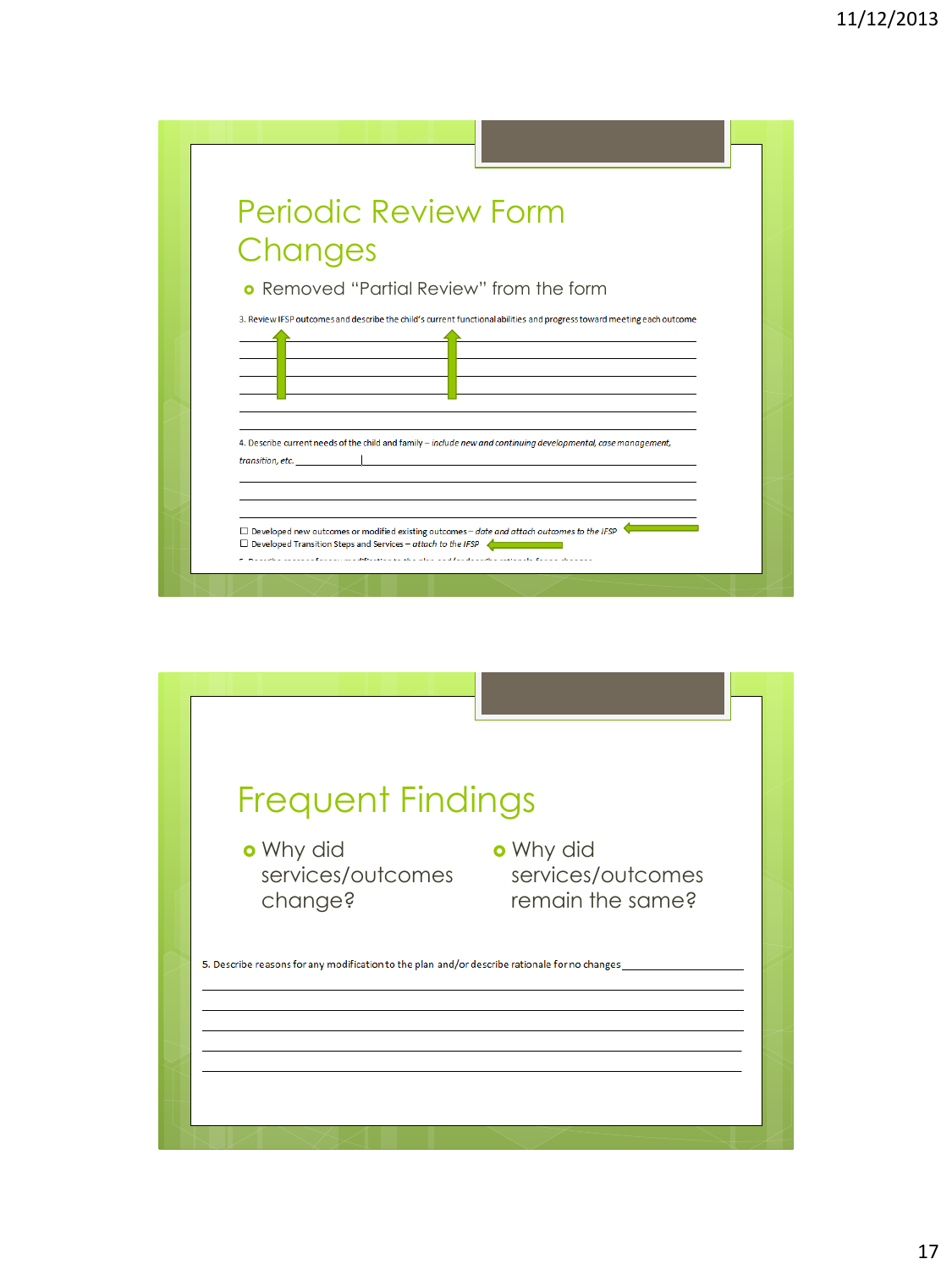## Periodic Review Form Changes

- Removed "Partial Review" from the form

3. Review IFSP outcomes and describe the child's current functional abilities and progress toward meeting each outcome

4. Describe current needs of the child and family – *include new and continuing developmental, case management, transition, etc.*

☐ Developed new outcomes or modified existing outcomes – *date and attach outcomes to the IFSP*
☐ Developed Transition Steps and Services – *attach to the IFSP*

## Frequent Findings

- Why did services/outcomes change?
- Why did services/outcomes remain the same?

5. Describe reasons for any modification to the plan and/or describe rationale for no changes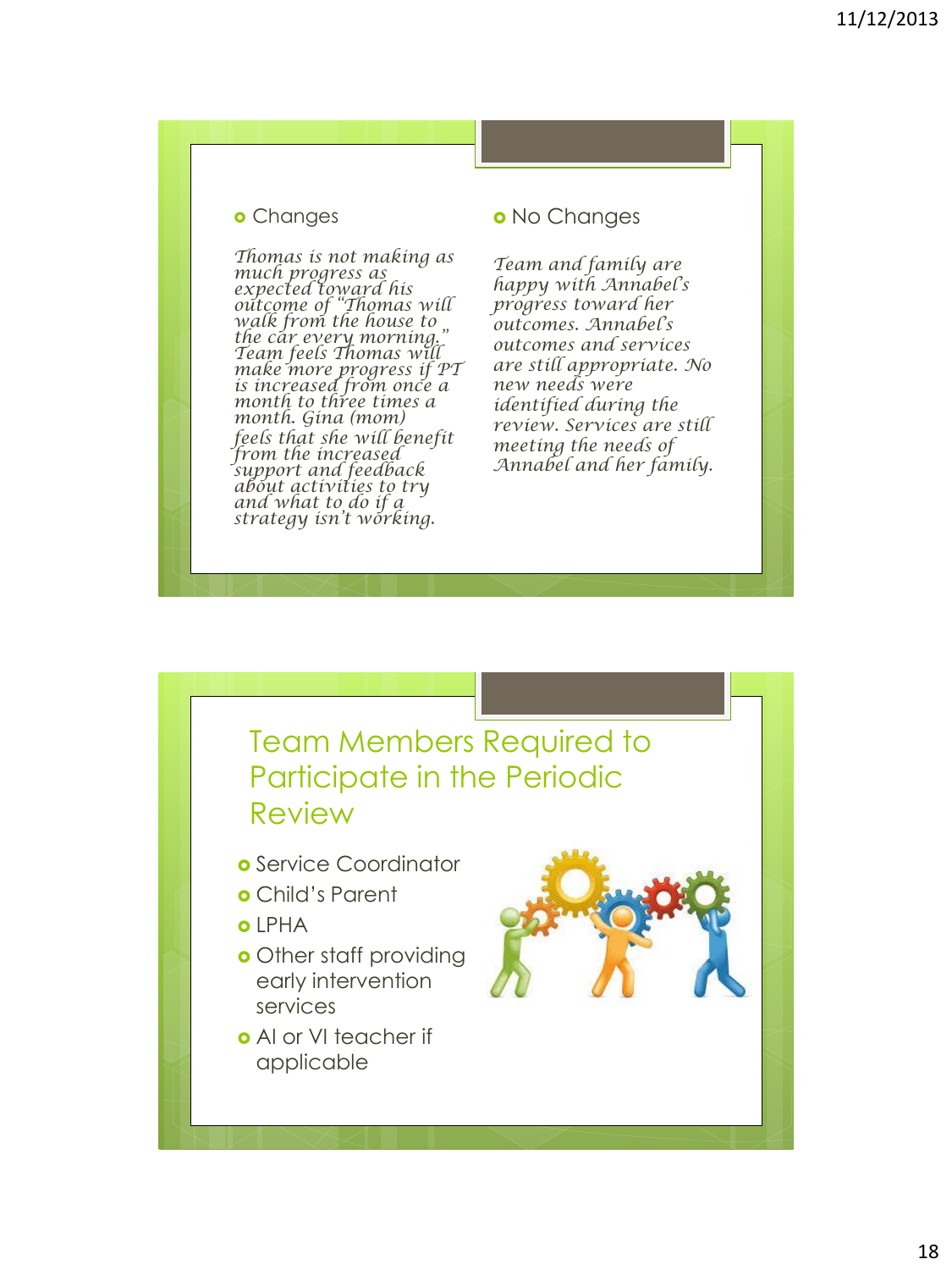- Changes

*Thomas is not making as much progress as expected toward his outcome of "Thomas will walk from the house to the car every morning." Team feels Thomas will make more progress if PT is increased from once a month to three times a month. Gina (mom) feels that she will benefit from the increased support and feedback about activities to try and what to do if a strategy isn't working.*

- No Changes

*Team and family are happy with Annabel's progress toward her outcomes. Annabel's outcomes and services are still appropriate. No new needs were identified during the review. Services are still meeting the needs of Annabel and her family.*

## Team Members Required to Participate in the Periodic Review

- Service Coordinator
- Child's Parent
- LPHA
- Other staff providing early intervention services
- AI or VI teacher if applicable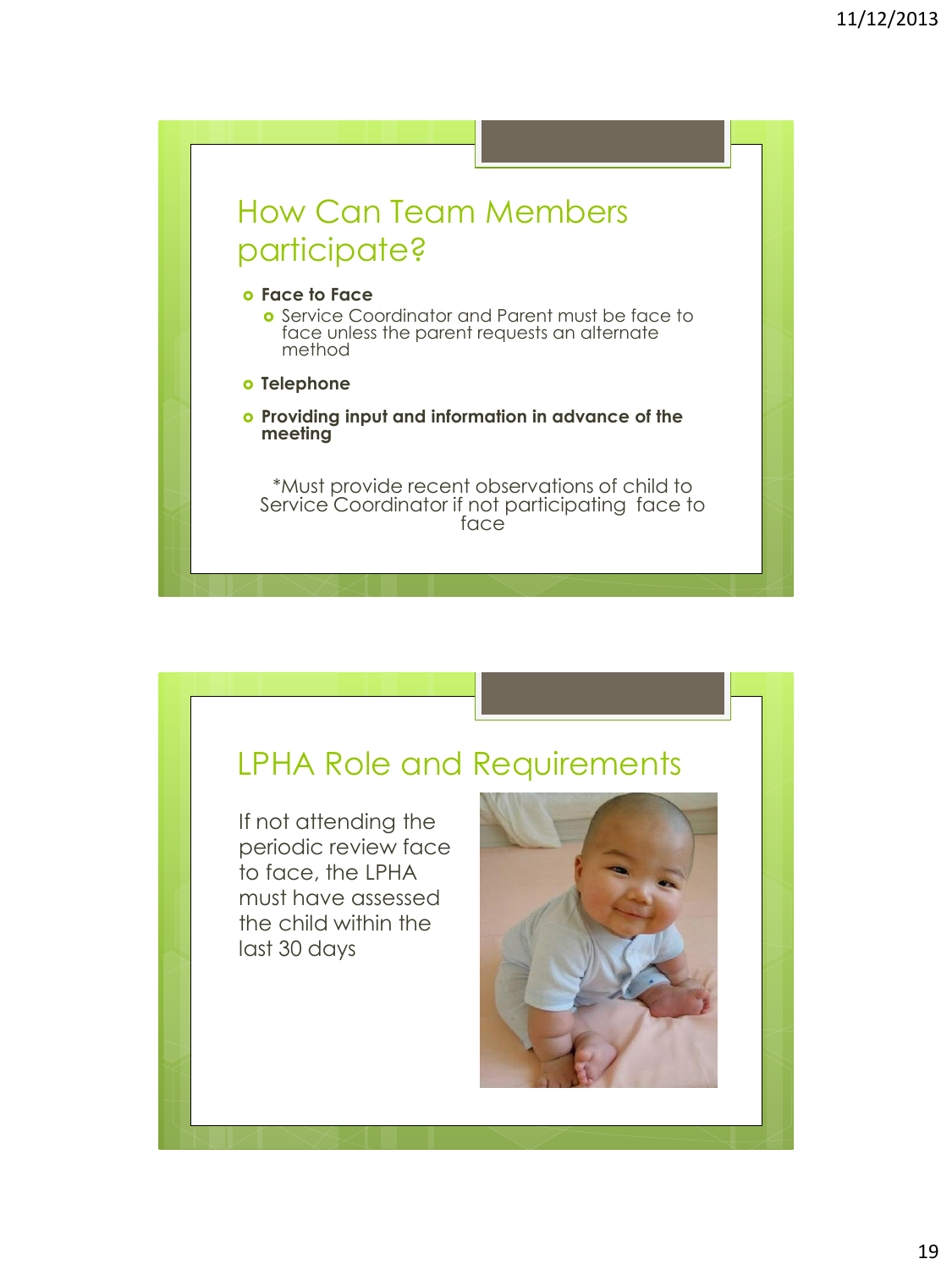## How Can Team Members participate?

- **Face to Face**
  - Service Coordinator and Parent must be face to face unless the parent requests an alternate method
- **Telephone**
- **Providing input and information in advance of the meeting**

*Must provide recent observations of child to Service Coordinator if not participating face to face

## LPHA Role and Requirements

If not attending the periodic review face to face, the LPHA must have assessed the child within the last 30 days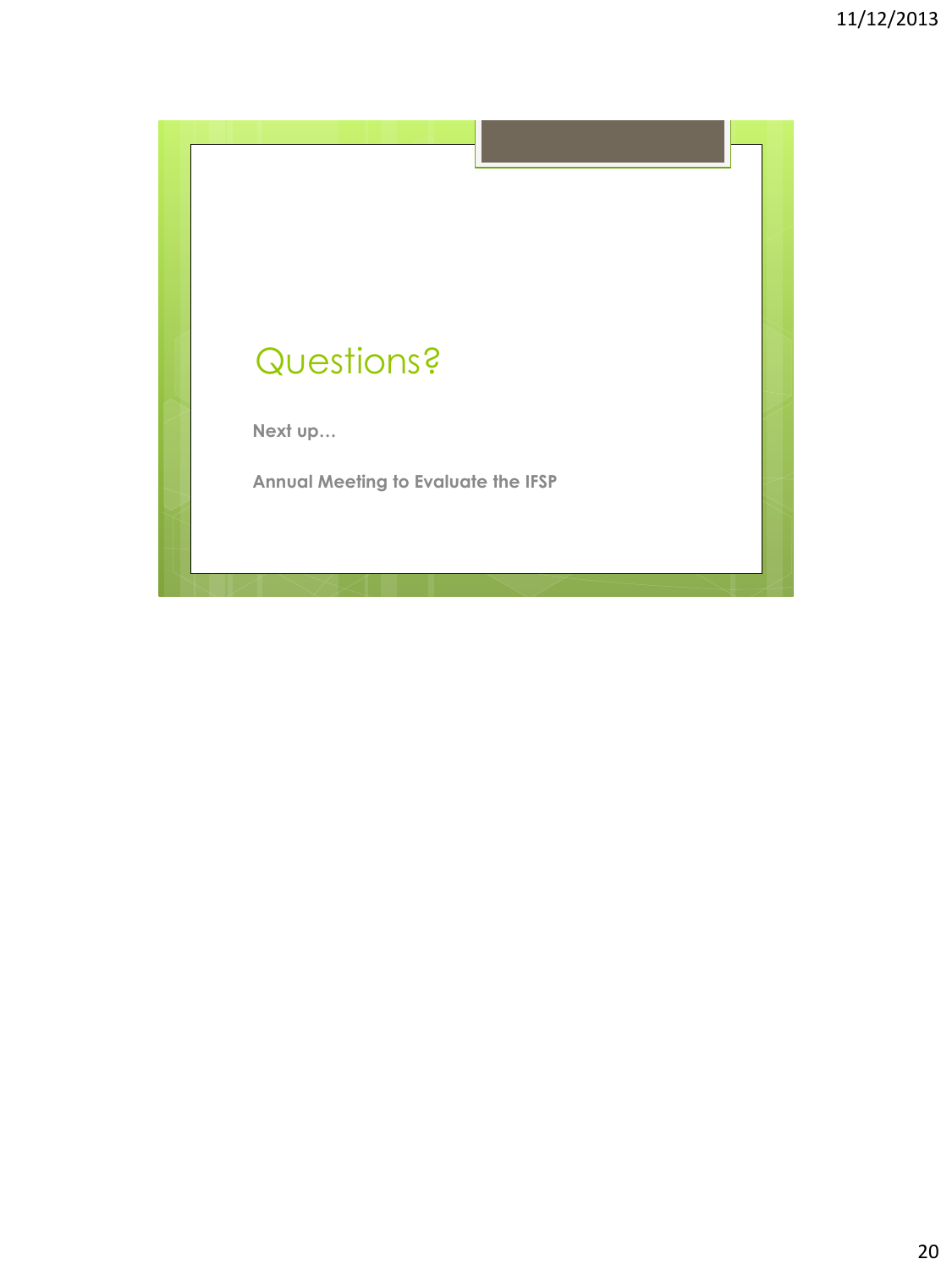# Questions?

**Next up…**

**Annual Meeting to Evaluate the IFSP**